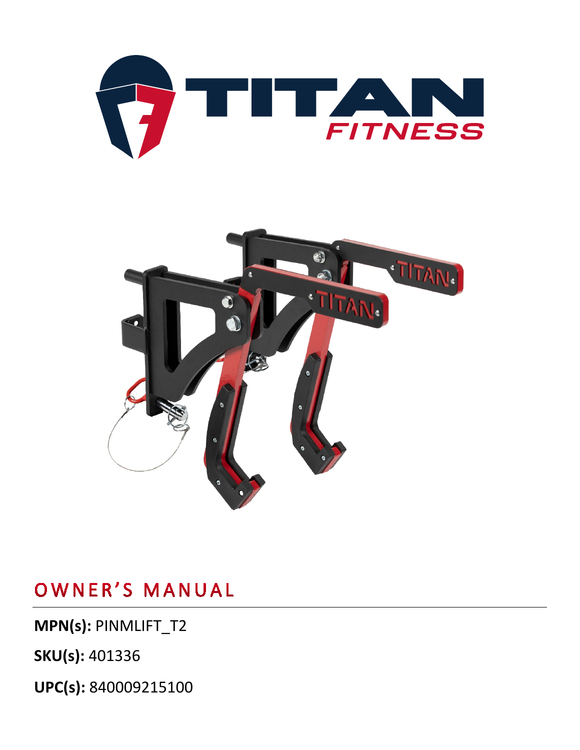# OWNER'S MANUAL

**MPN(s):** PINMLIFT_T2

**SKU(s):** 401336

**UPC(s):** 840009215100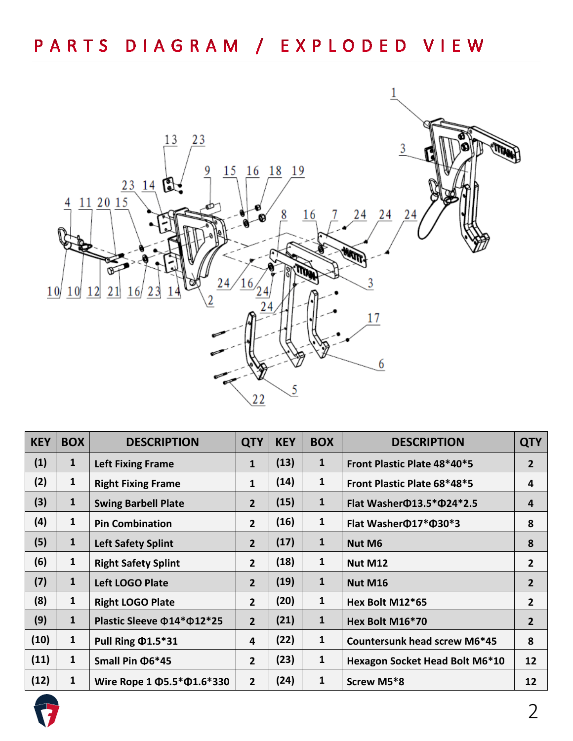# PARTS DIAGRAM / EXPLODED VIEW

| KEY | BOX | DESCRIPTION | QTY | KEY | BOX | DESCRIPTION | QTY |
|---|---|---|---|---|---|---|---|
| (1) | 1 | Left Fixing Frame | 1 | (13) | 1 | Front Plastic Plate 48*40*5 | 2 |
| (2) | 1 | Right Fixing Frame | 1 | (14) | 1 | Front Plastic Plate 68*48*5 | 4 |
| (3) | 1 | Swing Barbell Plate | 2 | (15) | 1 | Flat WasherΦ13.5*Φ24*2.5 | 4 |
| (4) | 1 | Pin Combination | 2 | (16) | 1 | Flat WasherΦ17*Φ30*3 | 8 |
| (5) | 1 | Left Safety Splint | 2 | (17) | 1 | Nut M6 | 8 |
| (6) | 1 | Right Safety Splint | 2 | (18) | 1 | Nut M12 | 2 |
| (7) | 1 | Left LOGO Plate | 2 | (19) | 1 | Nut M16 | 2 |
| (8) | 1 | Right LOGO Plate | 2 | (20) | 1 | Hex Bolt M12*65 | 2 |
| (9) | 1 | Plastic Sleeve Φ14*Φ12*25 | 2 | (21) | 1 | Hex Bolt M16*70 | 2 |
| (10) | 1 | Pull Ring Φ1.5*31 | 4 | (22) | 1 | Countersunk head screw M6*45 | 8 |
| (11) | 1 | Small Pin Φ6*45 | 2 | (23) | 1 | Hexagon Socket Head Bolt M6*10 | 12 |
| (12) | 1 | Wire Rope 1 Φ5.5*Φ1.6*330 | 2 | (24) | 1 | Screw M5*8 | 12 |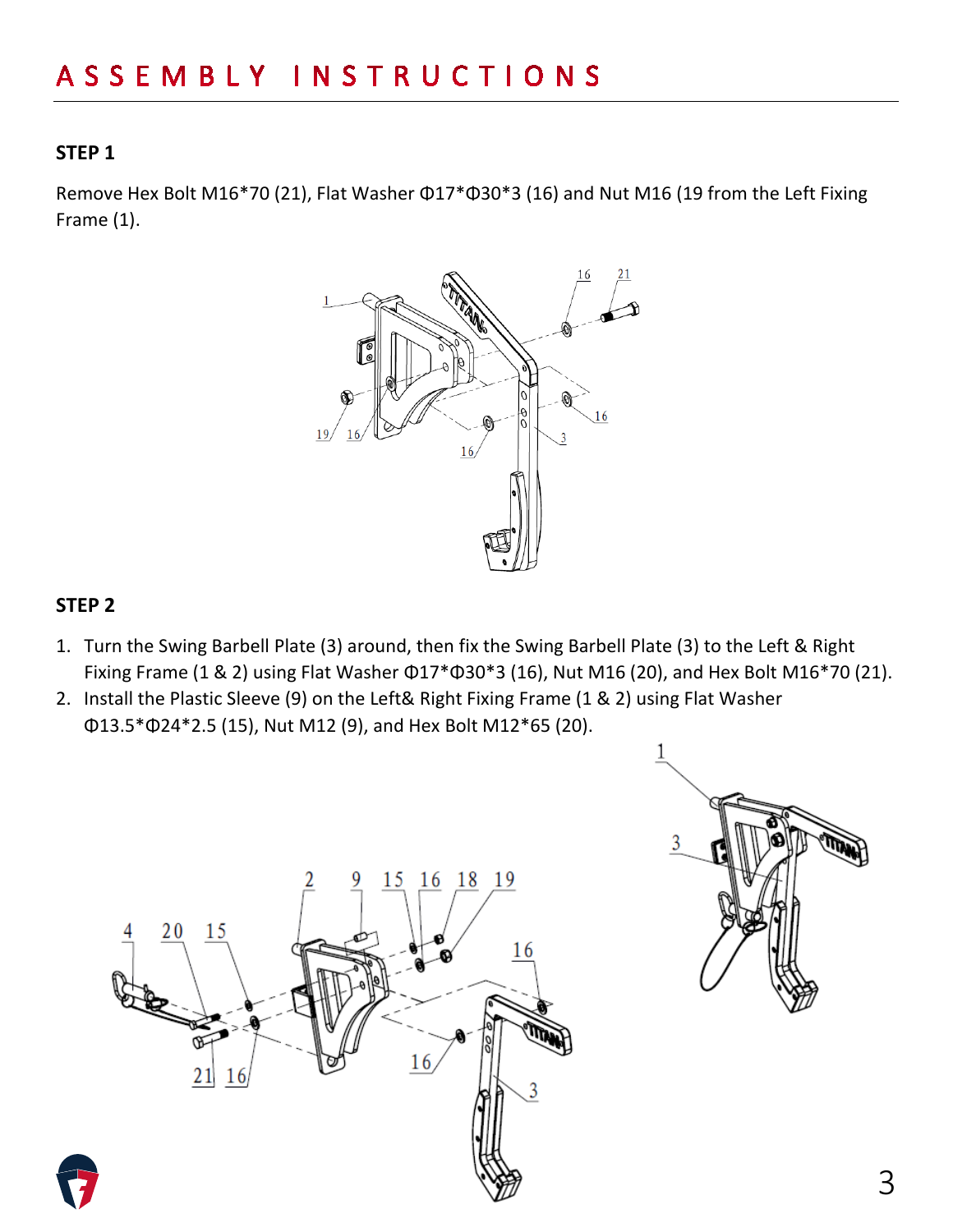# ASSEMBLY INSTRUCTIONS

**STEP 1**

Remove Hex Bolt M16*70 (21), Flat Washer Φ17*Φ30*3 (16) and Nut M16 (19 from the Left Fixing Frame (1).

**STEP 2**

1. Turn the Swing Barbell Plate (3) around, then fix the Swing Barbell Plate (3) to the Left & Right Fixing Frame (1 & 2) using Flat Washer Φ17*Φ30*3 (16), Nut M16 (20), and Hex Bolt M16*70 (21).
2. Install the Plastic Sleeve (9) on the Left& Right Fixing Frame (1 & 2) using Flat Washer Φ13.5*Φ24*2.5 (15), Nut M12 (9), and Hex Bolt M12*65 (20).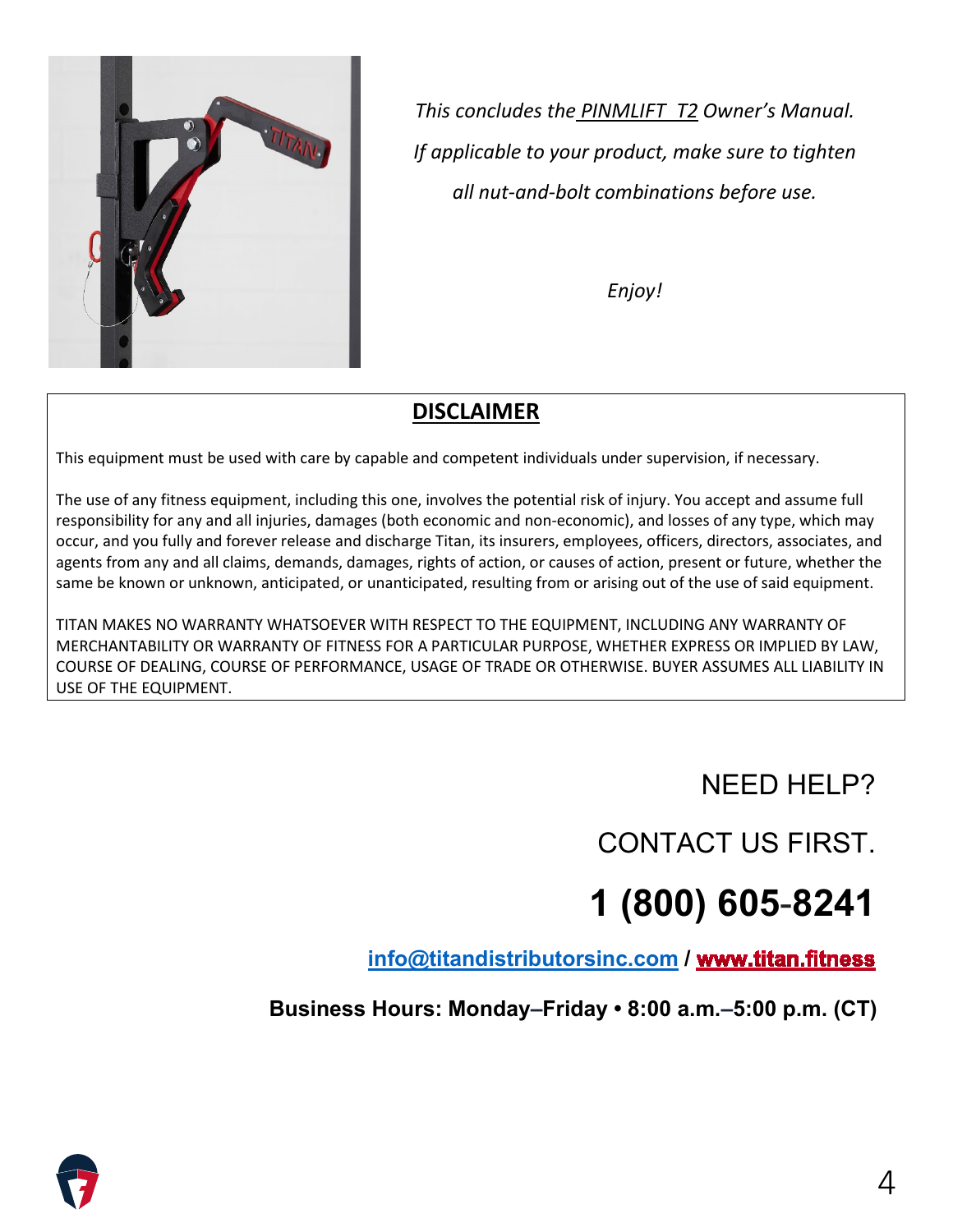*This concludes the PINMLIFT T2 Owner's Manual.*
*If applicable to your product, make sure to tighten all nut-and-bolt combinations before use.*

*Enjoy!*

## DISCLAIMER

This equipment must be used with care by capable and competent individuals under supervision, if necessary.

The use of any fitness equipment, including this one, involves the potential risk of injury. You accept and assume full responsibility for any and all injuries, damages (both economic and non-economic), and losses of any type, which may occur, and you fully and forever release and discharge Titan, its insurers, employees, officers, directors, associates, and agents from any and all claims, demands, damages, rights of action, or causes of action, present or future, whether the same be known or unknown, anticipated, or unanticipated, resulting from or arising out of the use of said equipment.

TITAN MAKES NO WARRANTY WHATSOEVER WITH RESPECT TO THE EQUIPMENT, INCLUDING ANY WARRANTY OF MERCHANTABILITY OR WARRANTY OF FITNESS FOR A PARTICULAR PURPOSE, WHETHER EXPRESS OR IMPLIED BY LAW, COURSE OF DEALING, COURSE OF PERFORMANCE, USAGE OF TRADE OR OTHERWISE. BUYER ASSUMES ALL LIABILITY IN USE OF THE EQUIPMENT.

NEED HELP?

CONTACT US FIRST.

**1 (800) 605-8241**

**info@titandistributorsinc.com / www.titan.fitness**

**Business Hours: Monday–Friday • 8:00 a.m.–5:00 p.m. (CT)**